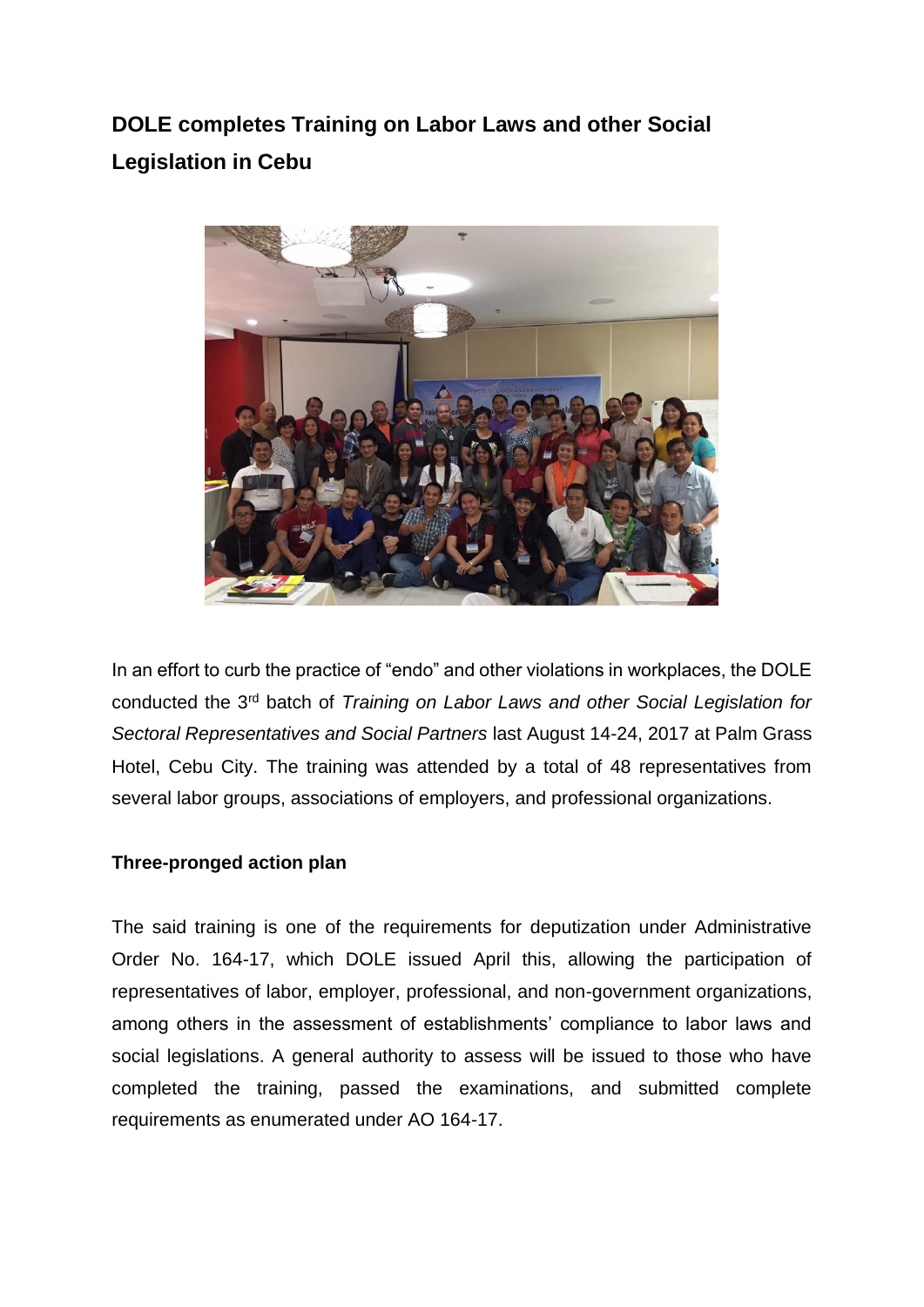# DOLE completes Training on Labor Laws and other Social Legislation in Cebu

In an effort to curb the practice of "endo" and other violations in workplaces, the DOLE conducted the 3rd batch of *Training on Labor Laws and other Social Legislation for Sectoral Representatives and Social Partners* last August 14-24, 2017 at Palm Grass Hotel, Cebu City. The training was attended by a total of 48 representatives from several labor groups, associations of employers, and professional organizations.

**Three-pronged action plan**

The said training is one of the requirements for deputization under Administrative Order No. 164-17, which DOLE issued April this, allowing the participation of representatives of labor, employer, professional, and non-government organizations, among others in the assessment of establishments' compliance to labor laws and social legislations. A general authority to assess will be issued to those who have completed the training, passed the examinations, and submitted complete requirements as enumerated under AO 164-17.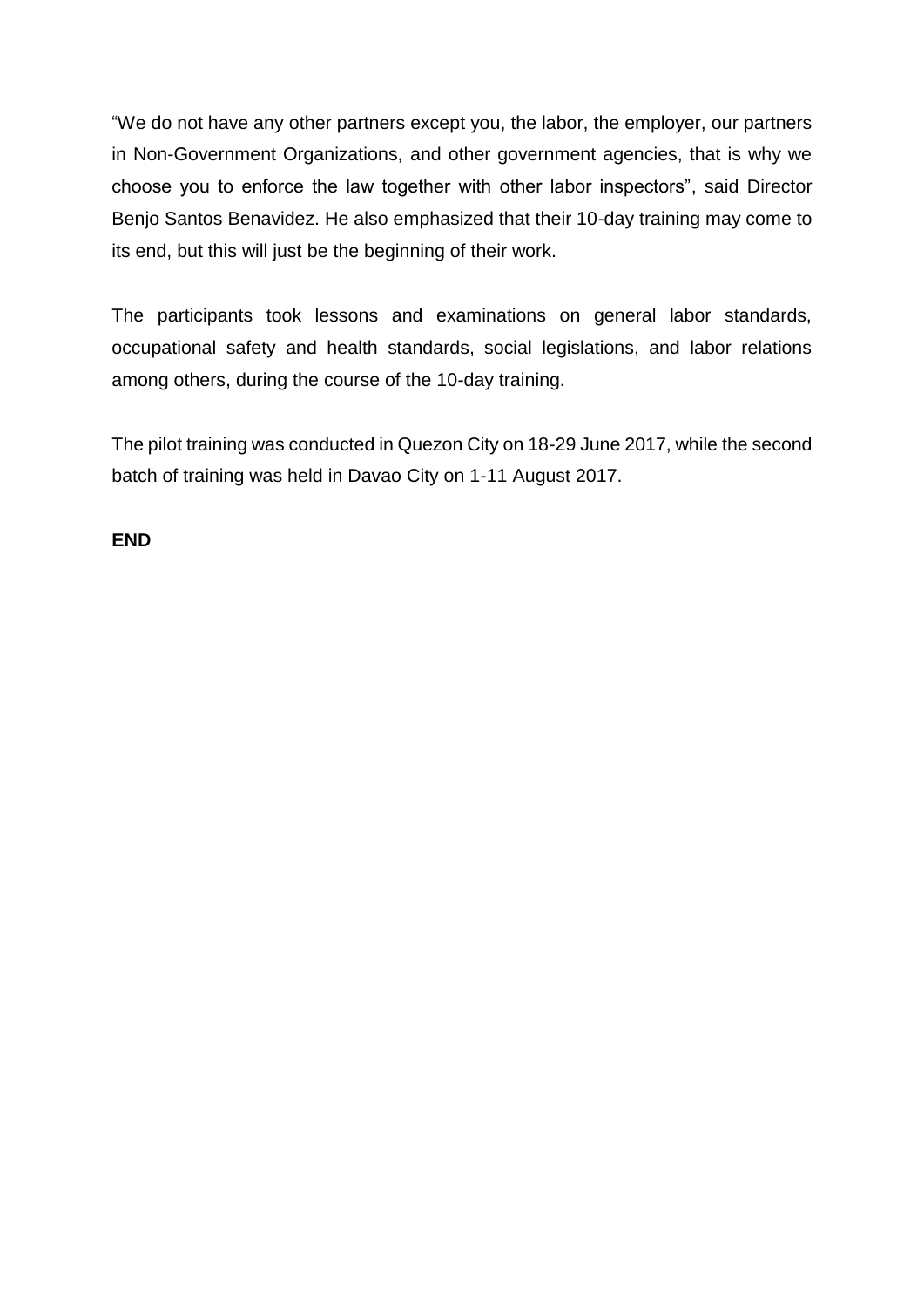"We do not have any other partners except you, the labor, the employer, our partners in Non-Government Organizations, and other government agencies, that is why we choose you to enforce the law together with other labor inspectors", said Director Benjo Santos Benavidez. He also emphasized that their 10-day training may come to its end, but this will just be the beginning of their work.

The participants took lessons and examinations on general labor standards, occupational safety and health standards, social legislations, and labor relations among others, during the course of the 10-day training.

The pilot training was conducted in Quezon City on 18-29 June 2017, while the second batch of training was held in Davao City on 1-11 August 2017.

**END**